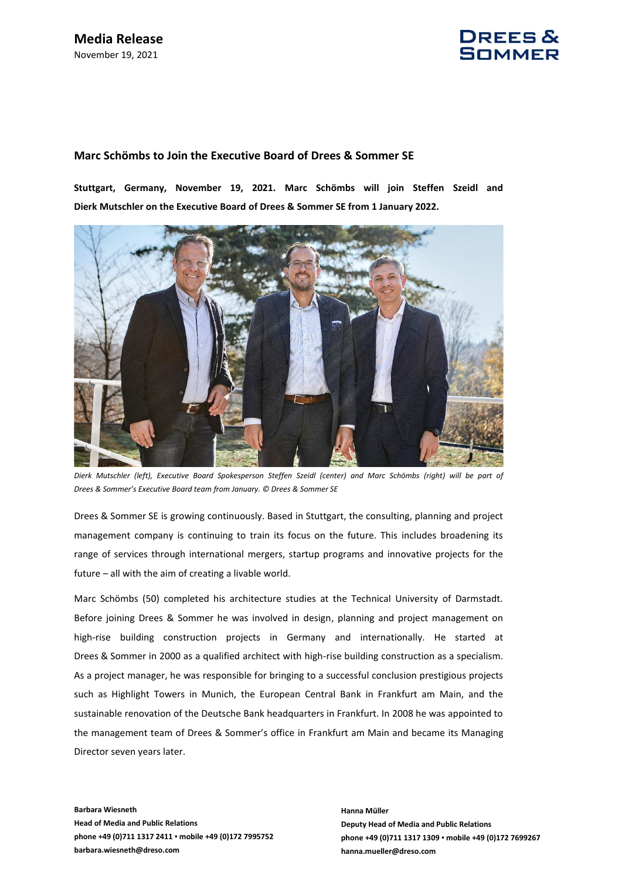**Media Release**
November 19, 2021

## Marc Schömbs to Join the Executive Board of Drees & Sommer SE

**Stuttgart, Germany, November 19, 2021. Marc Schömbs will join Steffen Szeidl and Dierk Mutschler on the Executive Board of Drees & Sommer SE from 1 January 2022.**

*Dierk Mutschler (left), Executive Board Spokesperson Steffen Szeidl (center) and Marc Schömbs (right) will be part of Drees & Sommer's Executive Board team from January. © Drees & Sommer SE*

Drees & Sommer SE is growing continuously. Based in Stuttgart, the consulting, planning and project management company is continuing to train its focus on the future. This includes broadening its range of services through international mergers, startup programs and innovative projects for the future – all with the aim of creating a livable world.

Marc Schömbs (50) completed his architecture studies at the Technical University of Darmstadt. Before joining Drees & Sommer he was involved in design, planning and project management on high-rise building construction projects in Germany and internationally. He started at Drees & Sommer in 2000 as a qualified architect with high-rise building construction as a specialism. As a project manager, he was responsible for bringing to a successful conclusion prestigious projects such as Highlight Towers in Munich, the European Central Bank in Frankfurt am Main, and the sustainable renovation of the Deutsche Bank headquarters in Frankfurt. In 2008 he was appointed to the management team of Drees & Sommer's office in Frankfurt am Main and became its Managing Director seven years later.

**Barbara Wiesneth**
**Head of Media and Public Relations**
**phone +49 (0)711 1317 2411 ▪ mobile +49 (0)172 7995752**
**barbara.wiesneth@dreso.com**

**Hanna Müller**
**Deputy Head of Media and Public Relations**
**phone +49 (0)711 1317 1309 ▪ mobile +49 (0)172 7699267**
**hanna.mueller@dreso.com**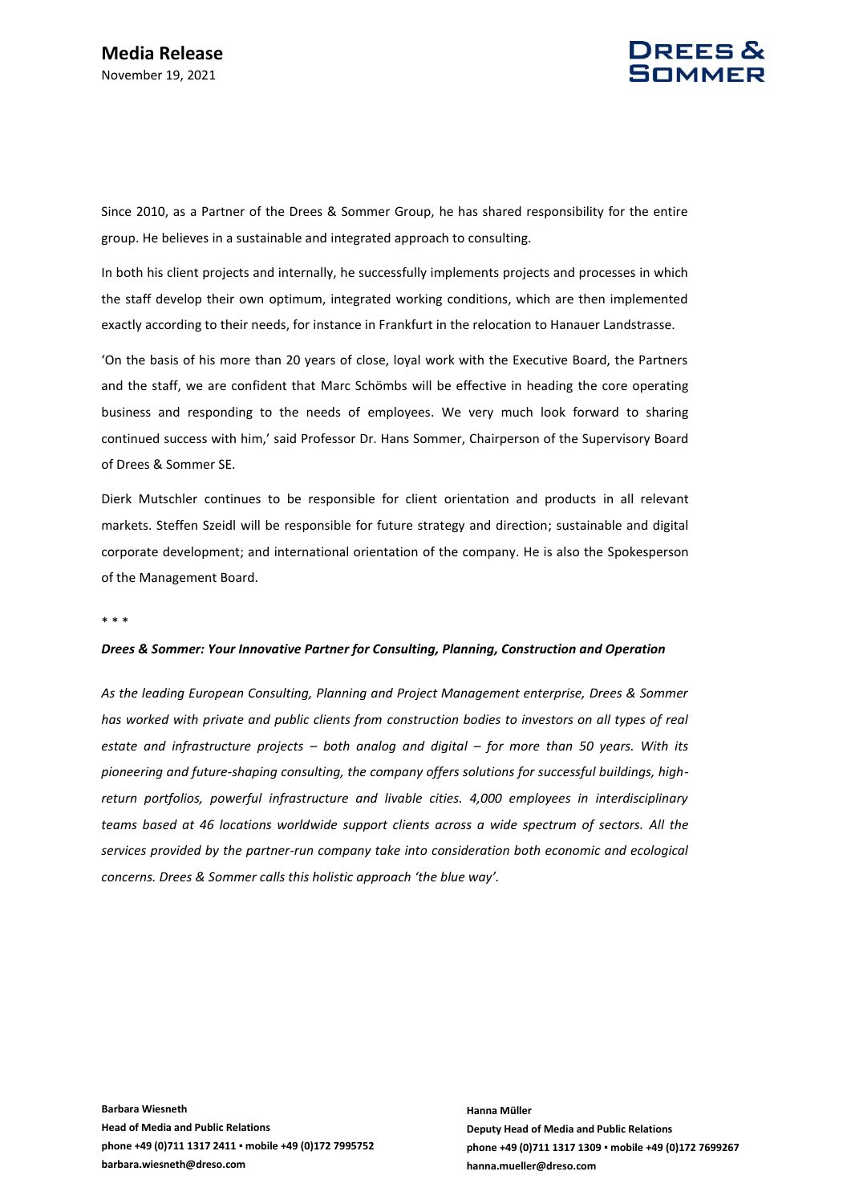Since 2010, as a Partner of the Drees & Sommer Group, he has shared responsibility for the entire group. He believes in a sustainable and integrated approach to consulting.

In both his client projects and internally, he successfully implements projects and processes in which the staff develop their own optimum, integrated working conditions, which are then implemented exactly according to their needs, for instance in Frankfurt in the relocation to Hanauer Landstrasse.

'On the basis of his more than 20 years of close, loyal work with the Executive Board, the Partners and the staff, we are confident that Marc Schömbs will be effective in heading the core operating business and responding to the needs of employees. We very much look forward to sharing continued success with him,' said Professor Dr. Hans Sommer, Chairperson of the Supervisory Board of Drees & Sommer SE.

Dierk Mutschler continues to be responsible for client orientation and products in all relevant markets. Steffen Szeidl will be responsible for future strategy and direction; sustainable and digital corporate development; and international orientation of the company. He is also the Spokesperson of the Management Board.

* * *

***Drees & Sommer: Your Innovative Partner for Consulting, Planning, Construction and Operation***

*As the leading European Consulting, Planning and Project Management enterprise, Drees & Sommer has worked with private and public clients from construction bodies to investors on all types of real estate and infrastructure projects – both analog and digital – for more than 50 years. With its pioneering and future-shaping consulting, the company offers solutions for successful buildings, high-return portfolios, powerful infrastructure and livable cities. 4,000 employees in interdisciplinary teams based at 46 locations worldwide support clients across a wide spectrum of sectors. All the services provided by the partner-run company take into consideration both economic and ecological concerns. Drees & Sommer calls this holistic approach 'the blue way'.*

**Barbara Wiesneth**
**Head of Media and Public Relations**
**phone +49 (0)711 1317 2411 ▪ mobile +49 (0)172 7995752**
**barbara.wiesneth@dreso.com**

**Hanna Müller**
**Deputy Head of Media and Public Relations**
**phone +49 (0)711 1317 1309 ▪ mobile +49 (0)172 7699267**
**hanna.mueller@dreso.com**